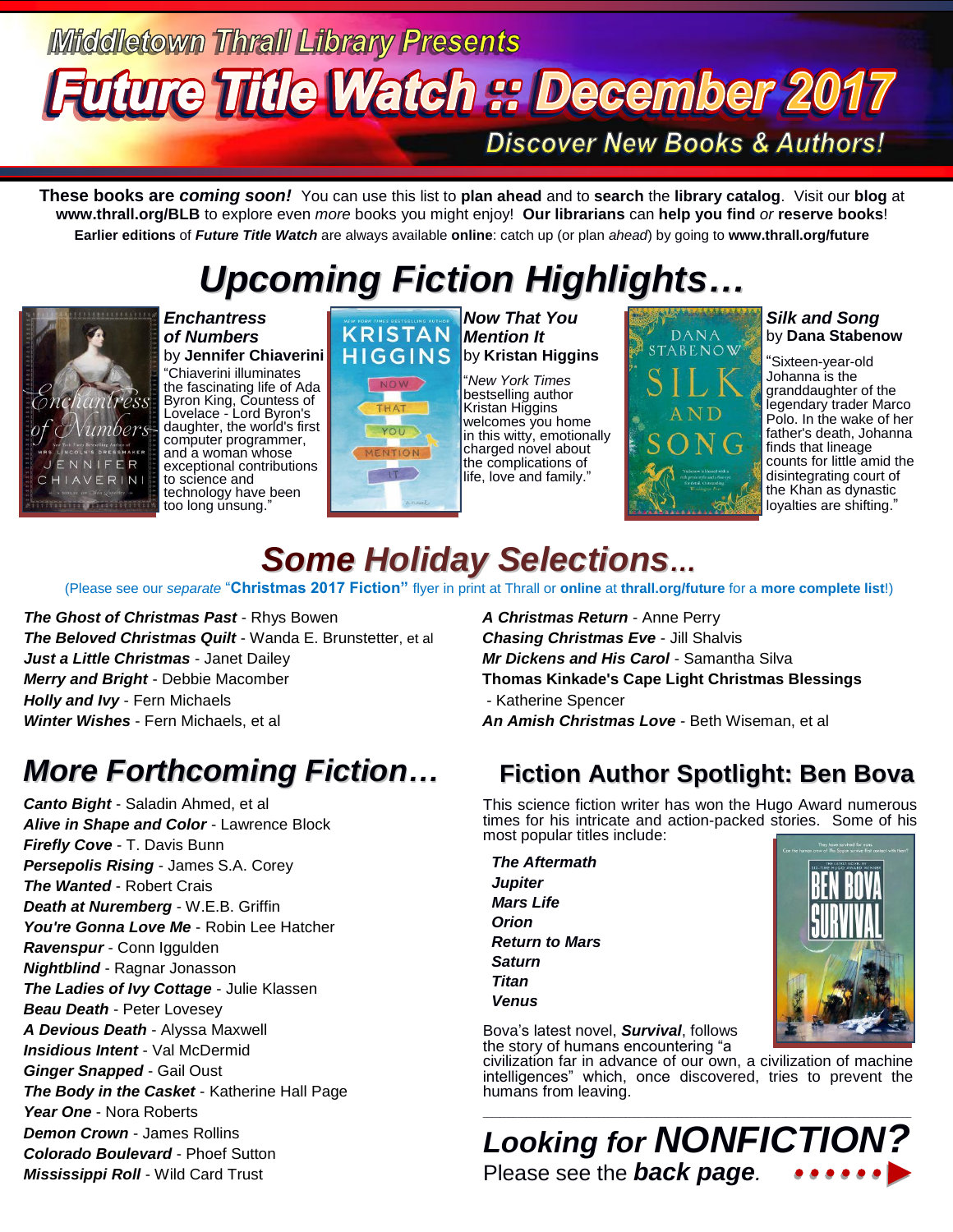Middletown Thrall Library Presents

# Future Title Watch :: December 2017

*Discover New Books & Authors!*

**These books are *coming soon!*** You can use this list to **plan ahead** and to **search** the **library catalog**. Visit our **blog** at **www.thrall.org/BLB** to explore even *more* books you might enjoy! **Our librarians** can **help you find** *or* **reserve books**!

**Earlier editions** of ***Future Title Watch*** are always available **online**: catch up (or plan *ahead*) by going to **www.thrall.org/future**

## *Upcoming Fiction Highlights…*

***Enchantress of Numbers*** by **Jennifer Chiaverini**
"Chiaverini illuminates the fascinating life of Ada Byron King, Countess of Lovelace - Lord Byron's daughter, the world's first computer programmer, and a woman whose exceptional contributions to science and technology have been too long unsung."

***Now That You Mention It*** by **Kristan Higgins**
"*New York Times* bestselling author Kristan Higgins welcomes you home in this witty, emotionally charged novel about the complications of life, love and family."

***Silk and Song*** by **Dana Stabenow**
"Sixteen-year-old Johanna is the granddaughter of the legendary trader Marco Polo. In the wake of her father's death, Johanna finds that lineage counts for little amid the disintegrating court of the Khan as dynastic loyalties are shifting."

## *Some Holiday Selections…*

(Please see our *separate* "**Christmas 2017 Fiction"** flyer in print at Thrall or **online** at **thrall.org/future** for a **more complete list**!)

***The Ghost of Christmas Past*** - Rhys Bowen
***The Beloved Christmas Quilt*** - Wanda E. Brunstetter, et al
***Just a Little Christmas*** - Janet Dailey
***Merry and Bright*** - Debbie Macomber
***Holly and Ivy*** - Fern Michaels
***Winter Wishes*** - Fern Michaels, et al
***A Christmas Return*** - Anne Perry
***Chasing Christmas Eve*** - Jill Shalvis
***Mr Dickens and His Carol*** - Samantha Silva
**Thomas Kinkade's Cape Light Christmas Blessings** - Katherine Spencer
***An Amish Christmas Love*** - Beth Wiseman, et al

## *More Forthcoming Fiction…*

***Canto Bight*** - Saladin Ahmed, et al
***Alive in Shape and Color*** - Lawrence Block
***Firefly Cove*** - T. Davis Bunn
***Persepolis Rising*** - James S.A. Corey
***The Wanted*** - Robert Crais
***Death at Nuremberg*** - W.E.B. Griffin
***You're Gonna Love Me*** - Robin Lee Hatcher
***Ravenspur*** - Conn Iggulden
***Nightblind*** - Ragnar Jonasson
***The Ladies of Ivy Cottage*** - Julie Klassen
***Beau Death*** - Peter Lovesey
***A Devious Death*** - Alyssa Maxwell
***Insidious Intent*** - Val McDermid
***Ginger Snapped*** - Gail Oust
***The Body in the Casket*** - Katherine Hall Page
***Year One*** - Nora Roberts
***Demon Crown*** - James Rollins
***Colorado Boulevard*** - Phoef Sutton
***Mississippi Roll*** - Wild Card Trust

## Fiction Author Spotlight: Ben Bova

This science fiction writer has won the Hugo Award numerous times for his intricate and action-packed stories. Some of his most popular titles include:

***The Aftermath***
***Jupiter***
***Mars Life***
***Orion***
***Return to Mars***
***Saturn***
***Titan***
***Venus***

Bova's latest novel, ***Survival***, follows the story of humans encountering "a civilization far in advance of our own, a civilization of machine intelligences" which, once discovered, tries to prevent the humans from leaving.

## *Looking for NONFICTION?*

Please see the ***back page***.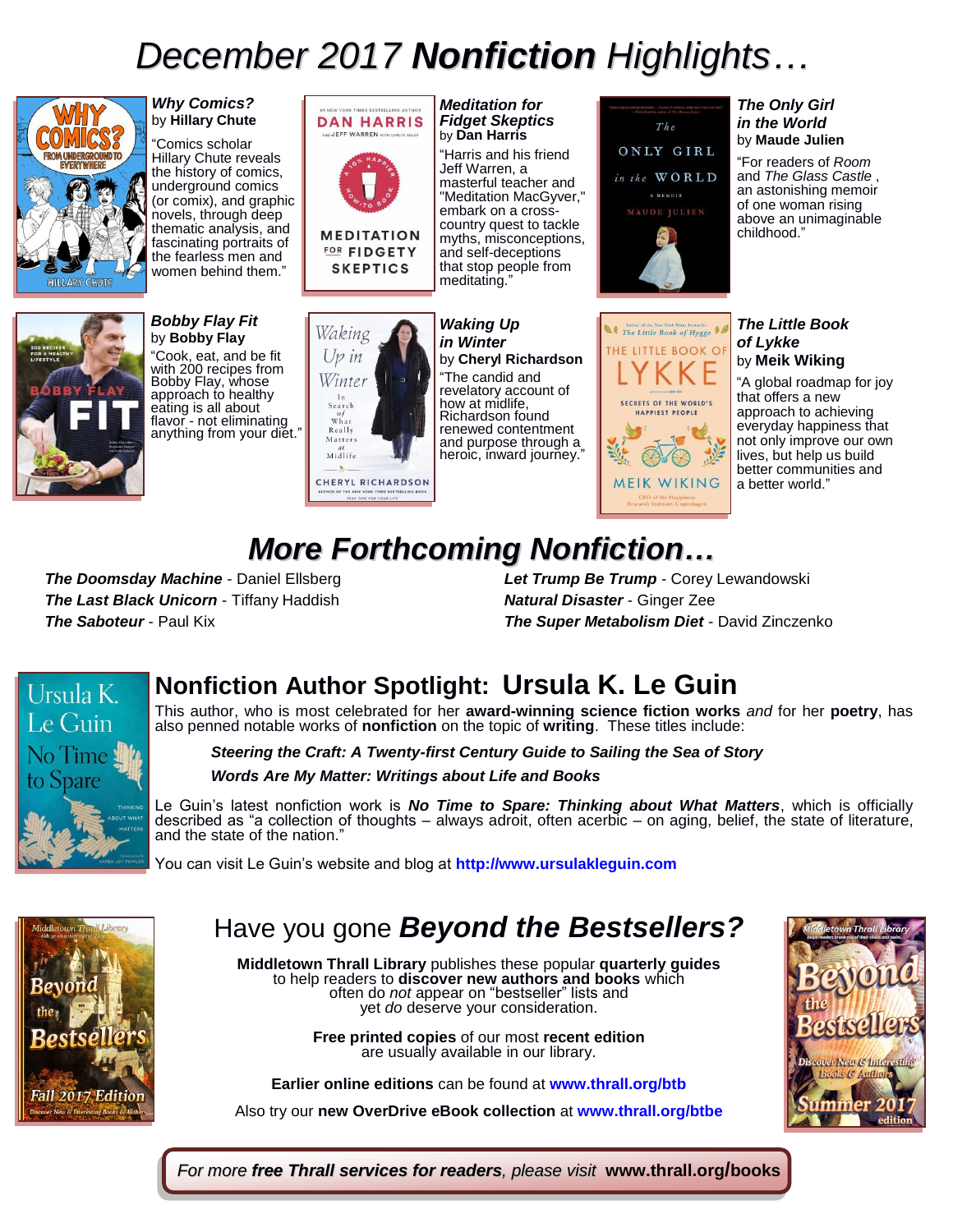# December 2017 **Nonfiction** Highlights…

***Why Comics?***
by **Hillary Chute**

"Comics scholar Hillary Chute reveals the history of comics, underground comics (or comix), and graphic novels, through deep thematic analysis, and fascinating portraits of the fearless men and women behind them."

***Meditation for Fidget Skeptics***
by **Dan Harris**

"Harris and his friend Jeff Warren, a masterful teacher and "Meditation MacGyver," embark on a cross-country quest to tackle myths, misconceptions, and self-deceptions that stop people from meditating."

***The Only Girl in the World***
by **Maude Julien**

"For readers of *Room* and *The Glass Castle* , an astonishing memoir of one woman rising above an unimaginable childhood."

***Bobby Flay Fit***
by **Bobby Flay**

"Cook, eat, and be fit with 200 recipes from Bobby Flay, whose approach to healthy eating is all about flavor - not eliminating anything from your diet."

***Waking Up in Winter***
by **Cheryl Richardson**

"The candid and revelatory account of how at midlife, Richardson found renewed contentment and purpose through a heroic, inward journey."

***The Little Book of Lykke***
by **Meik Wiking**

"A global roadmap for joy that offers a new approach to achieving everyday happiness that not only improve our own lives, but help us build better communities and a better world."

## *More Forthcoming Nonfiction…*

***The Doomsday Machine*** - Daniel Ellsberg
***The Last Black Unicorn*** - Tiffany Haddish
***The Saboteur*** - Paul Kix
***Let Trump Be Trump*** - Corey Lewandowski
***Natural Disaster*** - Ginger Zee
***The Super Metabolism Diet*** - David Zinczenko

## Nonfiction Author Spotlight: Ursula K. Le Guin

This author, who is most celebrated for her **award-winning science fiction works** *and* for her **poetry**, has also penned notable works of **nonfiction** on the topic of **writing**. These titles include:

***Steering the Craft: A Twenty-first Century Guide to Sailing the Sea of Story***

***Words Are My Matter: Writings about Life and Books***

Le Guin's latest nonfiction work is ***No Time to Spare: Thinking about What Matters***, which is officially described as "a collection of thoughts – always adroit, often acerbic – on aging, belief, the state of literature, and the state of the nation."

You can visit Le Guin's website and blog at **http://www.ursulakleguin.com**

## Have you gone *Beyond the Bestsellers?*

**Middletown Thrall Library** publishes these popular **quarterly guides** to help readers to **discover new authors and books** which often do *not* appear on "bestseller" lists and yet *do* deserve your consideration.

**Free printed copies** of our most **recent edition** are usually available in our library.

**Earlier online editions** can be found at **www.thrall.org/btb**

Also try our **new OverDrive eBook collection** at **www.thrall.org/btbe**

*For more **free Thrall services for readers**, please visit* **www.thrall.org/books**